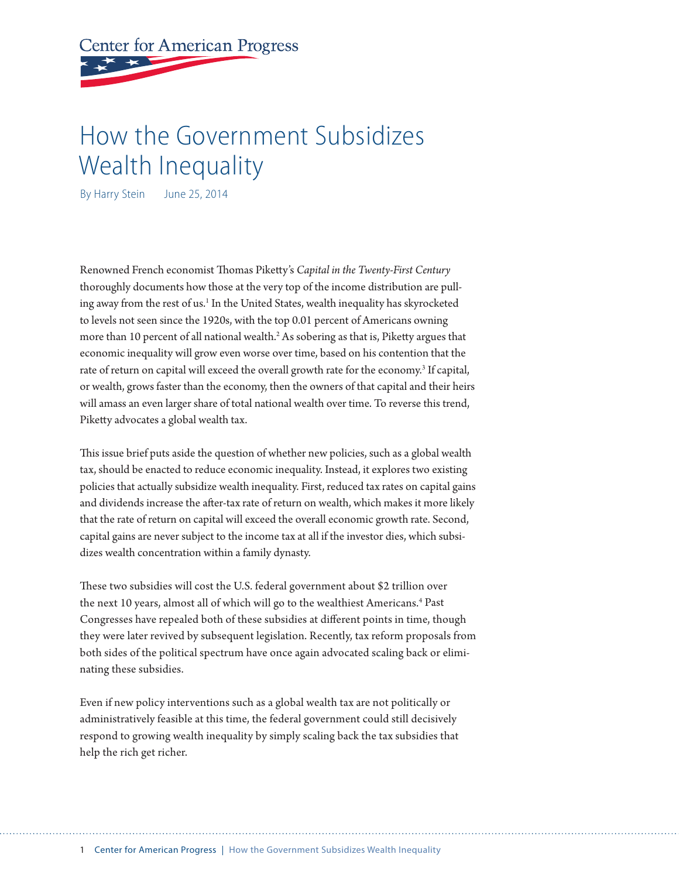Center for American Progress

# How the Government Subsidizes Wealth Inequality

By Harry Stein June 25, 2014

Renowned French economist Thomas Piketty's *Capital in the Twenty-First Century* thoroughly documents how those at the very top of the income distribution are pulling away from the rest of us.[1] In the United States, wealth inequality has skyrocketed to levels not seen since the 1920s, with the top 0.01 percent of Americans owning more than 10 percent of all national wealth.[2] As sobering as that is, Piketty argues that economic inequality will grow even worse over time, based on his contention that the rate of return on capital will exceed the overall growth rate for the economy.[3] If capital, or wealth, grows faster than the economy, then the owners of that capital and their heirs will amass an even larger share of total national wealth over time. To reverse this trend, Piketty advocates a global wealth tax.

This issue brief puts aside the question of whether new policies, such as a global wealth tax, should be enacted to reduce economic inequality. Instead, it explores two existing policies that actually subsidize wealth inequality. First, reduced tax rates on capital gains and dividends increase the after-tax rate of return on wealth, which makes it more likely that the rate of return on capital will exceed the overall economic growth rate. Second, capital gains are never subject to the income tax at all if the investor dies, which subsidizes wealth concentration within a family dynasty.

These two subsidies will cost the U.S. federal government about $2 trillion over the next 10 years, almost all of which will go to the wealthiest Americans.[4] Past Congresses have repealed both of these subsidies at different points in time, though they were later revived by subsequent legislation. Recently, tax reform proposals from both sides of the political spectrum have once again advocated scaling back or eliminating these subsidies.

Even if new policy interventions such as a global wealth tax are not politically or administratively feasible at this time, the federal government could still decisively respond to growing wealth inequality by simply scaling back the tax subsidies that help the rich get richer.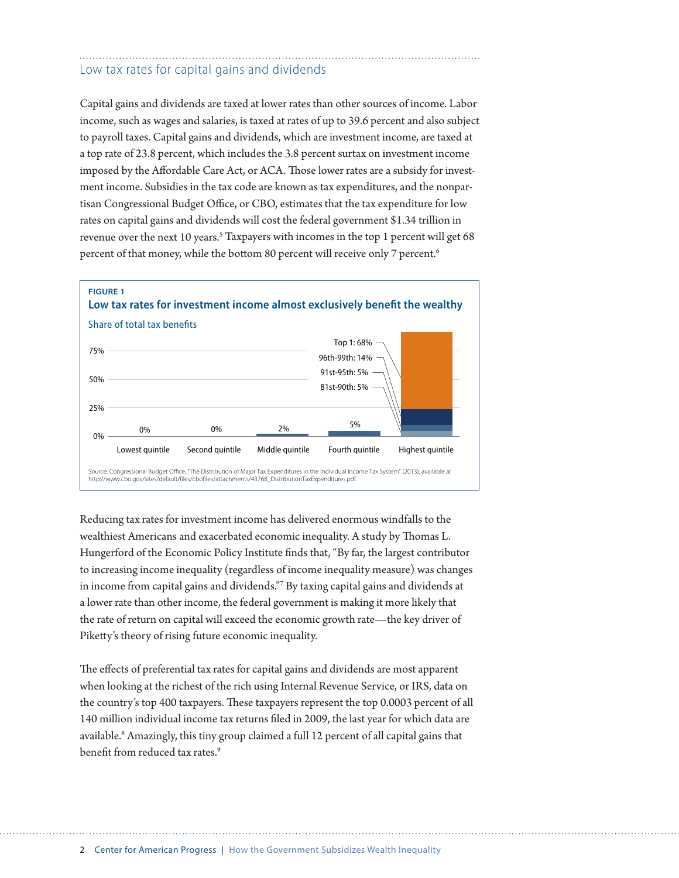## Low tax rates for capital gains and dividends

Capital gains and dividends are taxed at lower rates than other sources of income. Labor income, such as wages and salaries, is taxed at rates of up to 39.6 percent and also subject to payroll taxes. Capital gains and dividends, which are investment income, are taxed at a top rate of 23.8 percent, which includes the 3.8 percent surtax on investment income imposed by the Affordable Care Act, or ACA. Those lower rates are a subsidy for investment income. Subsidies in the tax code are known as tax expenditures, and the nonpartisan Congressional Budget Office, or CBO, estimates that the tax expenditure for low rates on capital gains and dividends will cost the federal government $1.34 trillion in revenue over the next 10 years.[5] Taxpayers with incomes in the top 1 percent will get 68 percent of that money, while the bottom 80 percent will receive only 7 percent.[6]

**FIGURE 1**

**Low tax rates for investment income almost exclusively benefit the wealthy**

Share of total tax benefits

| Lowest quintile | Second quintile | Middle quintile | Fourth quintile | Highest quintile |
|---|---|---|---|---|
| 0% | 0% | 2% | 5% | Top 1: 68%; 96th-99th: 14%; 91st-95th: 5%; 81st-90th: 5% |

Source: Congressional Budget Office, "The Distribution of Major Tax Expenditures in the Individual Income Tax System" (2013), available at http://www.cbo.gov/sites/default/files/cbofiles/attachments/43768_DistributionTaxExpenditures.pdf.

Reducing tax rates for investment income has delivered enormous windfalls to the wealthiest Americans and exacerbated economic inequality. A study by Thomas L. Hungerford of the Economic Policy Institute finds that, "By far, the largest contributor to increasing income inequality (regardless of income inequality measure) was changes in income from capital gains and dividends."[7] By taxing capital gains and dividends at a lower rate than other income, the federal government is making it more likely that the rate of return on capital will exceed the economic growth rate—the key driver of Piketty's theory of rising future economic inequality.

The effects of preferential tax rates for capital gains and dividends are most apparent when looking at the richest of the rich using Internal Revenue Service, or IRS, data on the country's top 400 taxpayers. These taxpayers represent the top 0.0003 percent of all 140 million individual income tax returns filed in 2009, the last year for which data are available.[8] Amazingly, this tiny group claimed a full 12 percent of all capital gains that benefit from reduced tax rates.[9]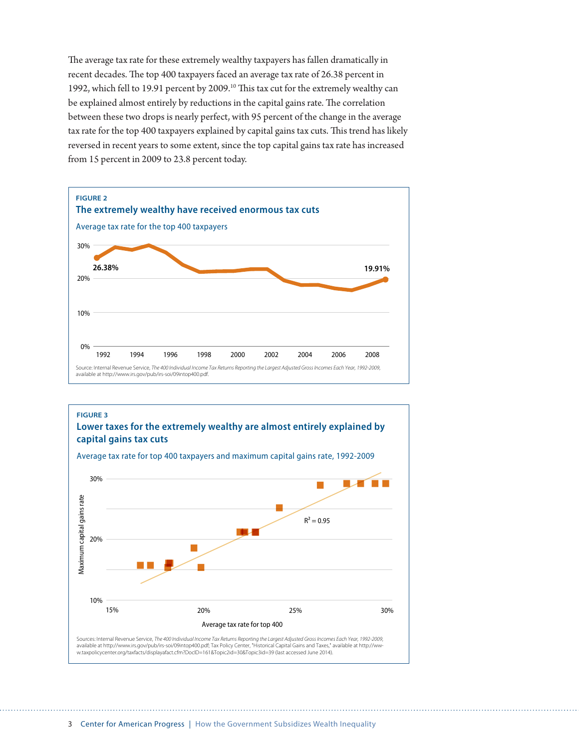The average tax rate for these extremely wealthy taxpayers has fallen dramatically in recent decades. The top 400 taxpayers faced an average tax rate of 26.38 percent in 1992, which fell to 19.91 percent by 2009.[10] This tax cut for the extremely wealthy can be explained almost entirely by reductions in the capital gains rate. The correlation between these two drops is nearly perfect, with 95 percent of the change in the average tax rate for the top 400 taxpayers explained by capital gains tax cuts. This trend has likely reversed in recent years to some extent, since the top capital gains tax rate has increased from 15 percent in 2009 to 23.8 percent today.

**FIGURE 2**

**The extremely wealthy have received enormous tax cuts**

Average tax rate for the top 400 taxpayers

Source: Internal Revenue Service, *The 400 Individual Income Tax Returns Reporting the Largest Adjusted Gross Incomes Each Year, 1992-2009*, available at http://www.irs.gov/pub/irs-soi/09intop400.pdf.

**FIGURE 3**

**Lower taxes for the extremely wealthy are almost entirely explained by capital gains tax cuts**

Average tax rate for top 400 taxpayers and maximum capital gains rate, 1992-2009

Sources: Internal Revenue Service, *The 400 Individual Income Tax Returns Reporting the Largest Adjusted Gross Incomes Each Year, 1992-2009*, available at http://www.irs.gov/pub/irs-soi/09intop400.pdf; Tax Policy Center, "Historical Capital Gains and Taxes," available at http://www.taxpolicycenter.org/taxfacts/displayafact.cfm?DocID=161&Topic2id=30&Topic3id=39 (last accessed June 2014).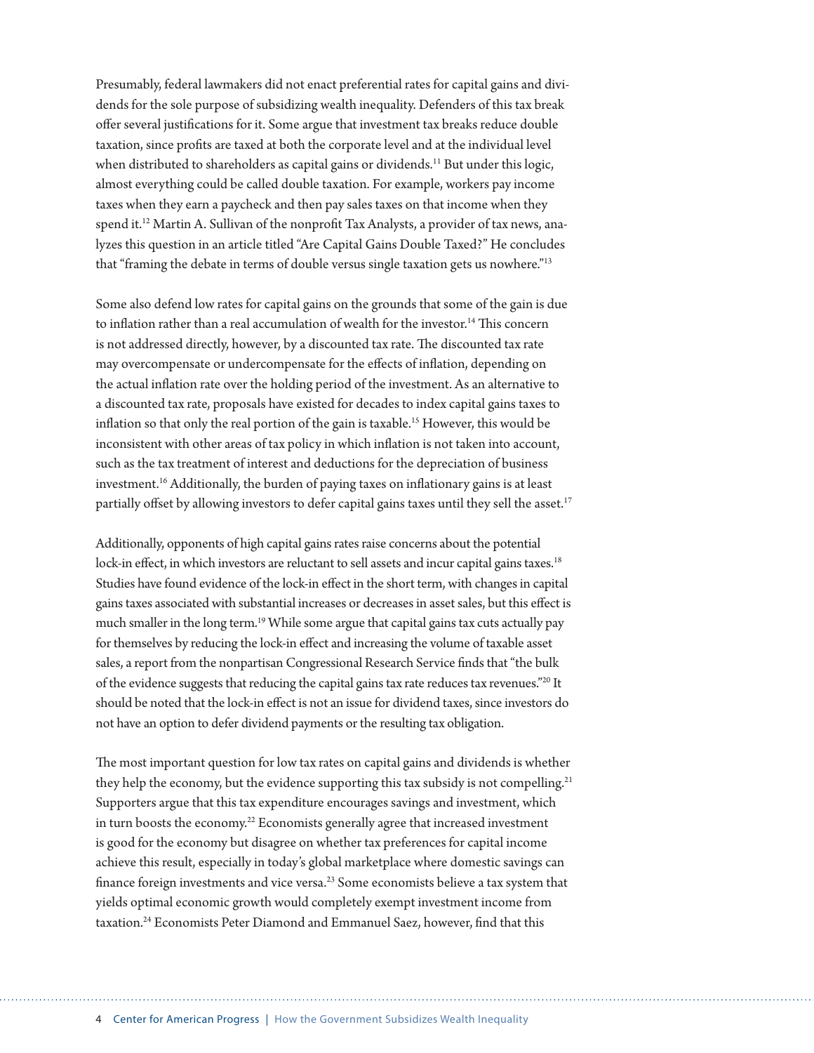Presumably, federal lawmakers did not enact preferential rates for capital gains and dividends for the sole purpose of subsidizing wealth inequality. Defenders of this tax break offer several justifications for it. Some argue that investment tax breaks reduce double taxation, since profits are taxed at both the corporate level and at the individual level when distributed to shareholders as capital gains or dividends.[11] But under this logic, almost everything could be called double taxation. For example, workers pay income taxes when they earn a paycheck and then pay sales taxes on that income when they spend it.[12] Martin A. Sullivan of the nonprofit Tax Analysts, a provider of tax news, analyzes this question in an article titled "Are Capital Gains Double Taxed?" He concludes that "framing the debate in terms of double versus single taxation gets us nowhere."[13]

Some also defend low rates for capital gains on the grounds that some of the gain is due to inflation rather than a real accumulation of wealth for the investor.[14] This concern is not addressed directly, however, by a discounted tax rate. The discounted tax rate may overcompensate or undercompensate for the effects of inflation, depending on the actual inflation rate over the holding period of the investment. As an alternative to a discounted tax rate, proposals have existed for decades to index capital gains taxes to inflation so that only the real portion of the gain is taxable.[15] However, this would be inconsistent with other areas of tax policy in which inflation is not taken into account, such as the tax treatment of interest and deductions for the depreciation of business investment.[16] Additionally, the burden of paying taxes on inflationary gains is at least partially offset by allowing investors to defer capital gains taxes until they sell the asset.[17]

Additionally, opponents of high capital gains rates raise concerns about the potential lock-in effect, in which investors are reluctant to sell assets and incur capital gains taxes.[18] Studies have found evidence of the lock-in effect in the short term, with changes in capital gains taxes associated with substantial increases or decreases in asset sales, but this effect is much smaller in the long term.[19] While some argue that capital gains tax cuts actually pay for themselves by reducing the lock-in effect and increasing the volume of taxable asset sales, a report from the nonpartisan Congressional Research Service finds that "the bulk of the evidence suggests that reducing the capital gains tax rate reduces tax revenues."[20] It should be noted that the lock-in effect is not an issue for dividend taxes, since investors do not have an option to defer dividend payments or the resulting tax obligation.

The most important question for low tax rates on capital gains and dividends is whether they help the economy, but the evidence supporting this tax subsidy is not compelling.[21] Supporters argue that this tax expenditure encourages savings and investment, which in turn boosts the economy.[22] Economists generally agree that increased investment is good for the economy but disagree on whether tax preferences for capital income achieve this result, especially in today's global marketplace where domestic savings can finance foreign investments and vice versa.[23] Some economists believe a tax system that yields optimal economic growth would completely exempt investment income from taxation.[24] Economists Peter Diamond and Emmanuel Saez, however, find that this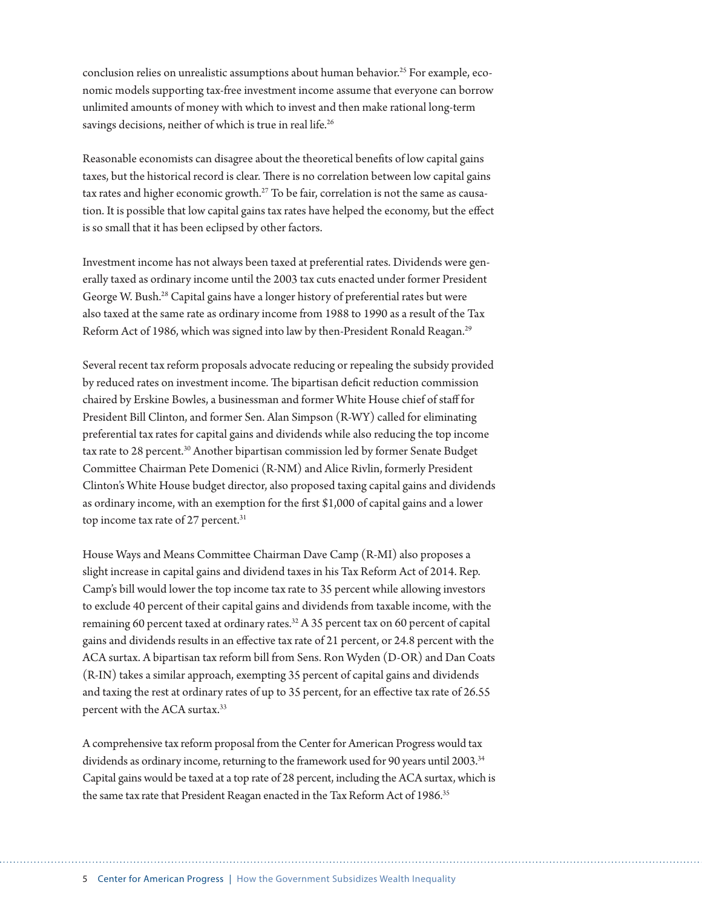conclusion relies on unrealistic assumptions about human behavior.[25] For example, economic models supporting tax-free investment income assume that everyone can borrow unlimited amounts of money with which to invest and then make rational long-term savings decisions, neither of which is true in real life.[26]

Reasonable economists can disagree about the theoretical benefits of low capital gains taxes, but the historical record is clear. There is no correlation between low capital gains tax rates and higher economic growth.[27] To be fair, correlation is not the same as causation. It is possible that low capital gains tax rates have helped the economy, but the effect is so small that it has been eclipsed by other factors.

Investment income has not always been taxed at preferential rates. Dividends were generally taxed as ordinary income until the 2003 tax cuts enacted under former President George W. Bush.[28] Capital gains have a longer history of preferential rates but were also taxed at the same rate as ordinary income from 1988 to 1990 as a result of the Tax Reform Act of 1986, which was signed into law by then-President Ronald Reagan.[29]

Several recent tax reform proposals advocate reducing or repealing the subsidy provided by reduced rates on investment income. The bipartisan deficit reduction commission chaired by Erskine Bowles, a businessman and former White House chief of staff for President Bill Clinton, and former Sen. Alan Simpson (R-WY) called for eliminating preferential tax rates for capital gains and dividends while also reducing the top income tax rate to 28 percent.[30] Another bipartisan commission led by former Senate Budget Committee Chairman Pete Domenici (R-NM) and Alice Rivlin, formerly President Clinton's White House budget director, also proposed taxing capital gains and dividends as ordinary income, with an exemption for the first $1,000 of capital gains and a lower top income tax rate of 27 percent.[31]

House Ways and Means Committee Chairman Dave Camp (R-MI) also proposes a slight increase in capital gains and dividend taxes in his Tax Reform Act of 2014. Rep. Camp's bill would lower the top income tax rate to 35 percent while allowing investors to exclude 40 percent of their capital gains and dividends from taxable income, with the remaining 60 percent taxed at ordinary rates.[32] A 35 percent tax on 60 percent of capital gains and dividends results in an effective tax rate of 21 percent, or 24.8 percent with the ACA surtax. A bipartisan tax reform bill from Sens. Ron Wyden (D-OR) and Dan Coats (R-IN) takes a similar approach, exempting 35 percent of capital gains and dividends and taxing the rest at ordinary rates of up to 35 percent, for an effective tax rate of 26.55 percent with the ACA surtax.[33]

A comprehensive tax reform proposal from the Center for American Progress would tax dividends as ordinary income, returning to the framework used for 90 years until 2003.[34] Capital gains would be taxed at a top rate of 28 percent, including the ACA surtax, which is the same tax rate that President Reagan enacted in the Tax Reform Act of 1986.[35]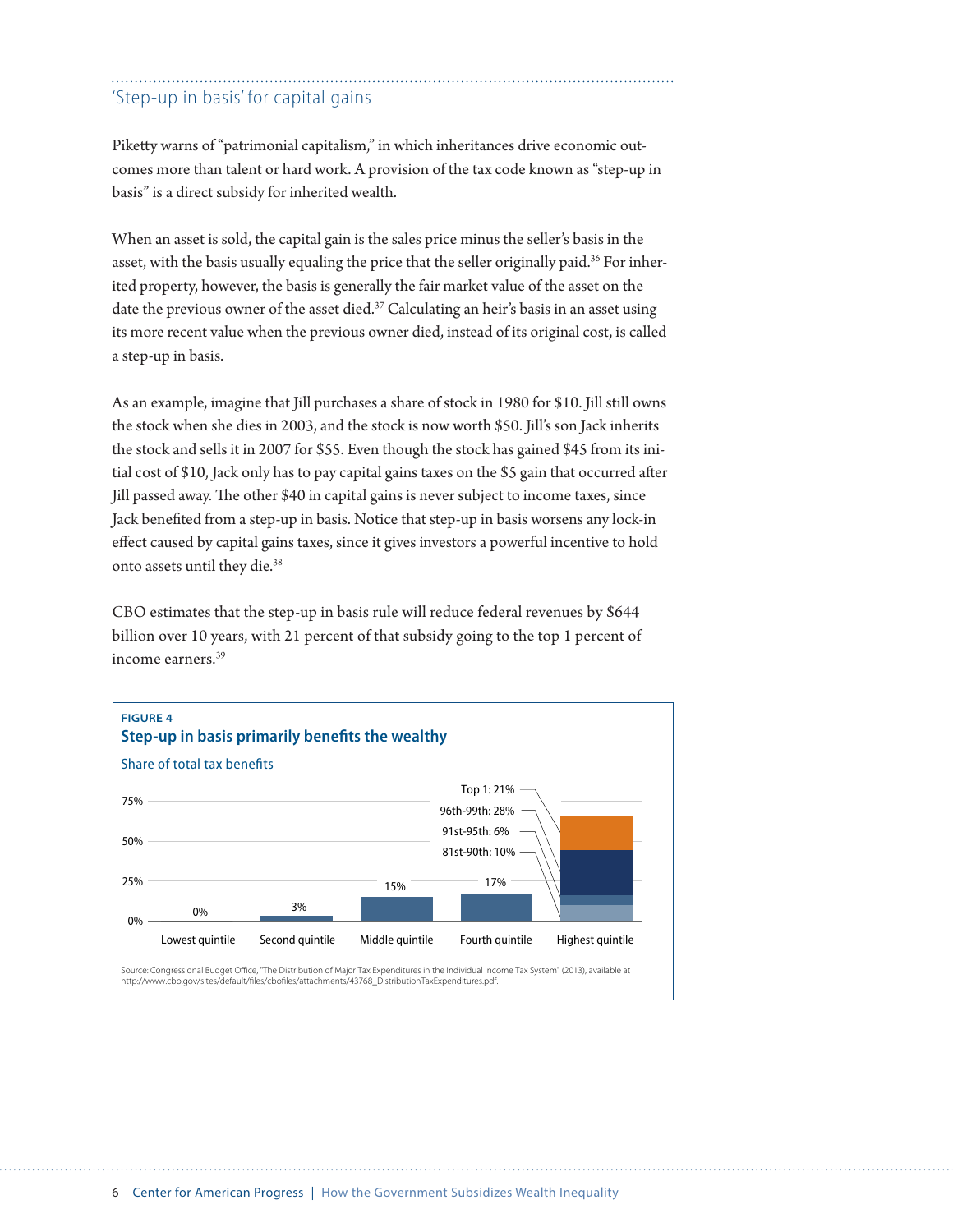## 'Step-up in basis' for capital gains

Piketty warns of "patrimonial capitalism," in which inheritances drive economic outcomes more than talent or hard work. A provision of the tax code known as "step-up in basis" is a direct subsidy for inherited wealth.

When an asset is sold, the capital gain is the sales price minus the seller's basis in the asset, with the basis usually equaling the price that the seller originally paid.[36] For inherited property, however, the basis is generally the fair market value of the asset on the date the previous owner of the asset died.[37] Calculating an heir's basis in an asset using its more recent value when the previous owner died, instead of its original cost, is called a step-up in basis.

As an example, imagine that Jill purchases a share of stock in 1980 for $10. Jill still owns the stock when she dies in 2003, and the stock is now worth $50. Jill's son Jack inherits the stock and sells it in 2007 for $55. Even though the stock has gained $45 from its initial cost of $10, Jack only has to pay capital gains taxes on the $5 gain that occurred after Jill passed away. The other $40 in capital gains is never subject to income taxes, since Jack benefited from a step-up in basis. Notice that step-up in basis worsens any lock-in effect caused by capital gains taxes, since it gives investors a powerful incentive to hold onto assets until they die.[38]

CBO estimates that the step-up in basis rule will reduce federal revenues by $644 billion over 10 years, with 21 percent of that subsidy going to the top 1 percent of income earners.[39]

**FIGURE 4**

**Step-up in basis primarily benefits the wealthy**

Share of total tax benefits

| Lowest quintile | Second quintile | Middle quintile | Fourth quintile | Highest quintile |
|---|---|---|---|---|
| 0% | 3% | 15% | 17% | 81st-90th: 10%; 91st-95th: 6%; 96th-99th: 28%; Top 1: 21% |

Source: Congressional Budget Office, "The Distribution of Major Tax Expenditures in the Individual Income Tax System" (2013), available at http://www.cbo.gov/sites/default/files/cbofiles/attachments/43768_DistributionTaxExpenditures.pdf.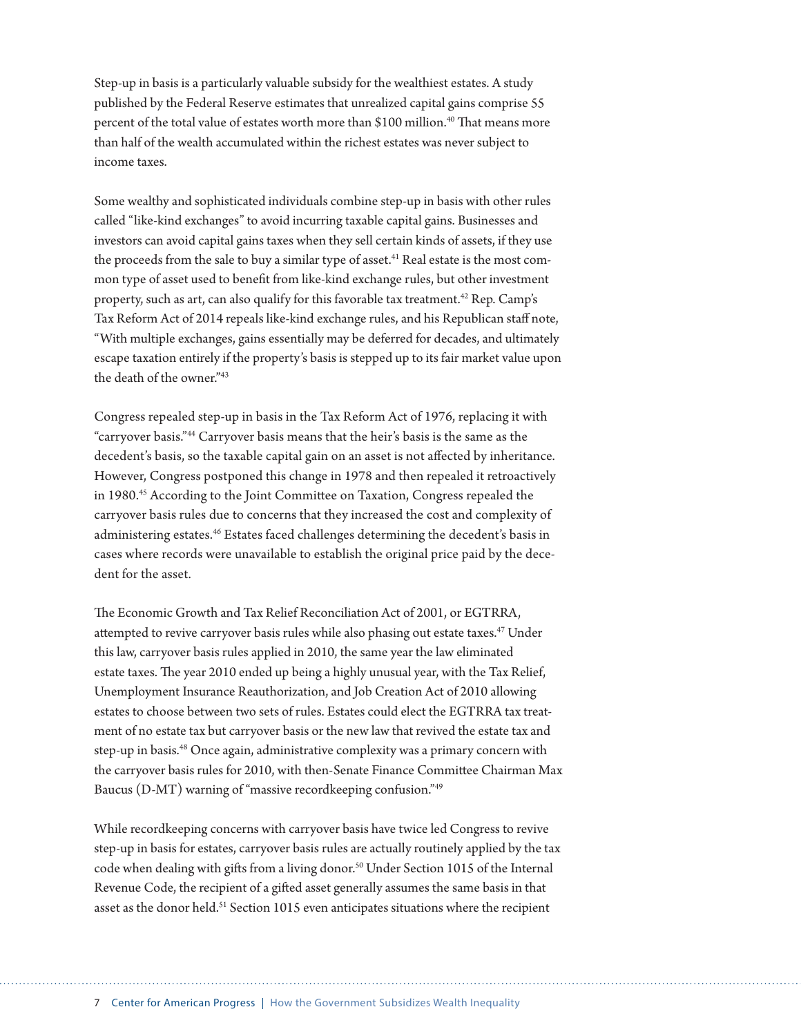Step-up in basis is a particularly valuable subsidy for the wealthiest estates. A study published by the Federal Reserve estimates that unrealized capital gains comprise 55 percent of the total value of estates worth more than \$100 million.[40] That means more than half of the wealth accumulated within the richest estates was never subject to income taxes.

Some wealthy and sophisticated individuals combine step-up in basis with other rules called "like-kind exchanges" to avoid incurring taxable capital gains. Businesses and investors can avoid capital gains taxes when they sell certain kinds of assets, if they use the proceeds from the sale to buy a similar type of asset.[41] Real estate is the most common type of asset used to benefit from like-kind exchange rules, but other investment property, such as art, can also qualify for this favorable tax treatment.[42] Rep. Camp's Tax Reform Act of 2014 repeals like-kind exchange rules, and his Republican staff note, "With multiple exchanges, gains essentially may be deferred for decades, and ultimately escape taxation entirely if the property's basis is stepped up to its fair market value upon the death of the owner."[43]

Congress repealed step-up in basis in the Tax Reform Act of 1976, replacing it with "carryover basis."[44] Carryover basis means that the heir's basis is the same as the decedent's basis, so the taxable capital gain on an asset is not affected by inheritance. However, Congress postponed this change in 1978 and then repealed it retroactively in 1980.[45] According to the Joint Committee on Taxation, Congress repealed the carryover basis rules due to concerns that they increased the cost and complexity of administering estates.[46] Estates faced challenges determining the decedent's basis in cases where records were unavailable to establish the original price paid by the decedent for the asset.

The Economic Growth and Tax Relief Reconciliation Act of 2001, or EGTRRA, attempted to revive carryover basis rules while also phasing out estate taxes.[47] Under this law, carryover basis rules applied in 2010, the same year the law eliminated estate taxes. The year 2010 ended up being a highly unusual year, with the Tax Relief, Unemployment Insurance Reauthorization, and Job Creation Act of 2010 allowing estates to choose between two sets of rules. Estates could elect the EGTRRA tax treatment of no estate tax but carryover basis or the new law that revived the estate tax and step-up in basis.[48] Once again, administrative complexity was a primary concern with the carryover basis rules for 2010, with then-Senate Finance Committee Chairman Max Baucus (D-MT) warning of "massive recordkeeping confusion."[49]

While recordkeeping concerns with carryover basis have twice led Congress to revive step-up in basis for estates, carryover basis rules are actually routinely applied by the tax code when dealing with gifts from a living donor.[50] Under Section 1015 of the Internal Revenue Code, the recipient of a gifted asset generally assumes the same basis in that asset as the donor held.[51] Section 1015 even anticipates situations where the recipient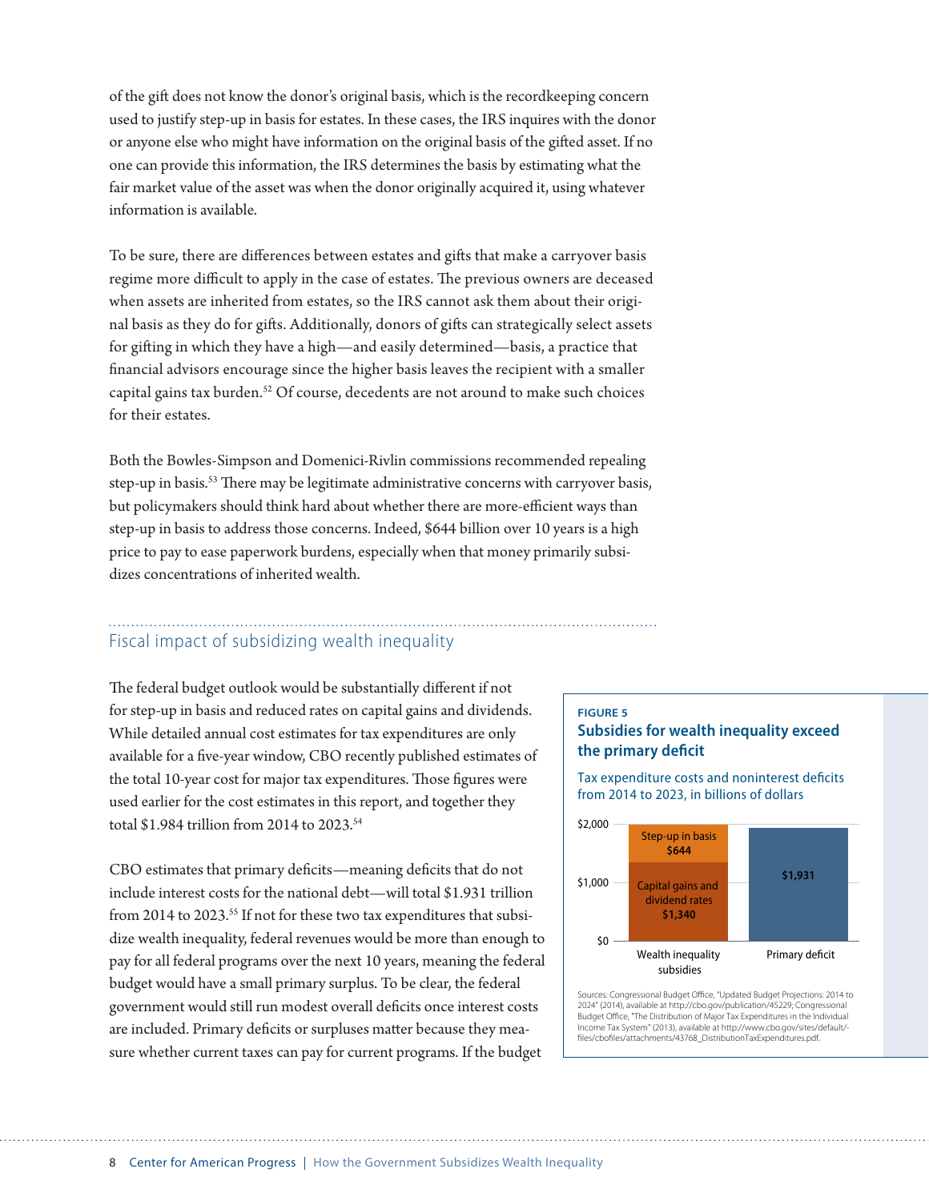of the gift does not know the donor's original basis, which is the recordkeeping concern used to justify step-up in basis for estates. In these cases, the IRS inquires with the donor or anyone else who might have information on the original basis of the gifted asset. If no one can provide this information, the IRS determines the basis by estimating what the fair market value of the asset was when the donor originally acquired it, using whatever information is available.

To be sure, there are differences between estates and gifts that make a carryover basis regime more difficult to apply in the case of estates. The previous owners are deceased when assets are inherited from estates, so the IRS cannot ask them about their original basis as they do for gifts. Additionally, donors of gifts can strategically select assets for gifting in which they have a high—and easily determined—basis, a practice that financial advisors encourage since the higher basis leaves the recipient with a smaller capital gains tax burden.[52] Of course, decedents are not around to make such choices for their estates.

Both the Bowles-Simpson and Domenici-Rivlin commissions recommended repealing step-up in basis.[53] There may be legitimate administrative concerns with carryover basis, but policymakers should think hard about whether there are more-efficient ways than step-up in basis to address those concerns. Indeed, $644 billion over 10 years is a high price to pay to ease paperwork burdens, especially when that money primarily subsidizes concentrations of inherited wealth.

## Fiscal impact of subsidizing wealth inequality

The federal budget outlook would be substantially different if not for step-up in basis and reduced rates on capital gains and dividends. While detailed annual cost estimates for tax expenditures are only available for a five-year window, CBO recently published estimates of the total 10-year cost for major tax expenditures. Those figures were used earlier for the cost estimates in this report, and together they total $1.984 trillion from 2014 to 2023.[54]

CBO estimates that primary deficits—meaning deficits that do not include interest costs for the national debt—will total $1.931 trillion from 2014 to 2023.[55] If not for these two tax expenditures that subsidize wealth inequality, federal revenues would be more than enough to pay for all federal programs over the next 10 years, meaning the federal budget would have a small primary surplus. To be clear, the federal government would still run modest overall deficits once interest costs are included. Primary deficits or surpluses matter because they measure whether current taxes can pay for current programs. If the budget

**FIGURE 5**

**Subsidies for wealth inequality exceed the primary deficit**

Tax expenditure costs and noninterest deficits from 2014 to 2023, in billions of dollars

| | Wealth inequality subsidies | Primary deficit |
|---|---|---|
| Step-up in basis | $644 | |
| Capital gains and dividend rates | $1,340 | |
| Primary deficit | | $1,931 |

Sources: Congressional Budget Office, "Updated Budget Projections: 2014 to 2024" (2014), available at http://cbo.gov/publication/45229; Congressional Budget Office, "The Distribution of Major Tax Expenditures in the Individual Income Tax System" (2013), available at http://www.cbo.gov/sites/default/files/cbofiles/attachments/43768_DistributionTaxExpenditures.pdf.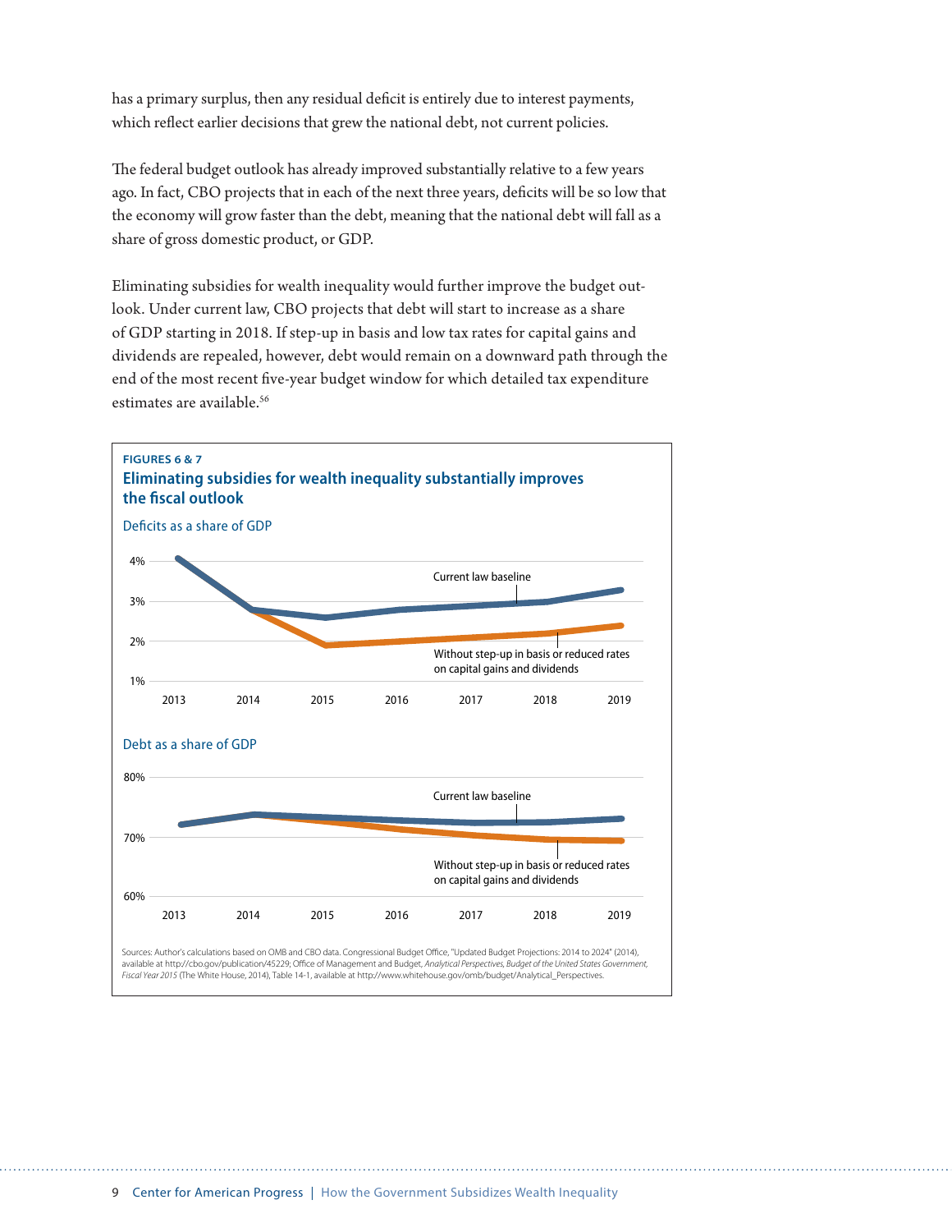has a primary surplus, then any residual deficit is entirely due to interest payments, which reflect earlier decisions that grew the national debt, not current policies.

The federal budget outlook has already improved substantially relative to a few years ago. In fact, CBO projects that in each of the next three years, deficits will be so low that the economy will grow faster than the debt, meaning that the national debt will fall as a share of gross domestic product, or GDP.

Eliminating subsidies for wealth inequality would further improve the budget outlook. Under current law, CBO projects that debt will start to increase as a share of GDP starting in 2018. If step-up in basis and low tax rates for capital gains and dividends are repealed, however, debt would remain on a downward path through the end of the most recent five-year budget window for which detailed tax expenditure estimates are available.[56]

**FIGURES 6 & 7**

**Eliminating subsidies for wealth inequality substantially improves the fiscal outlook**

Deficits as a share of GDP

Debt as a share of GDP

Sources: Author's calculations based on OMB and CBO data. Congressional Budget Office, "Updated Budget Projections: 2014 to 2024" (2014), available at http://cbo.gov/publication/45229; Office of Management and Budget, *Analytical Perspectives, Budget of the United States Government, Fiscal Year 2015* (The White House, 2014), Table 14-1, available at http://www.whitehouse.gov/omb/budget/Analytical_Perspectives.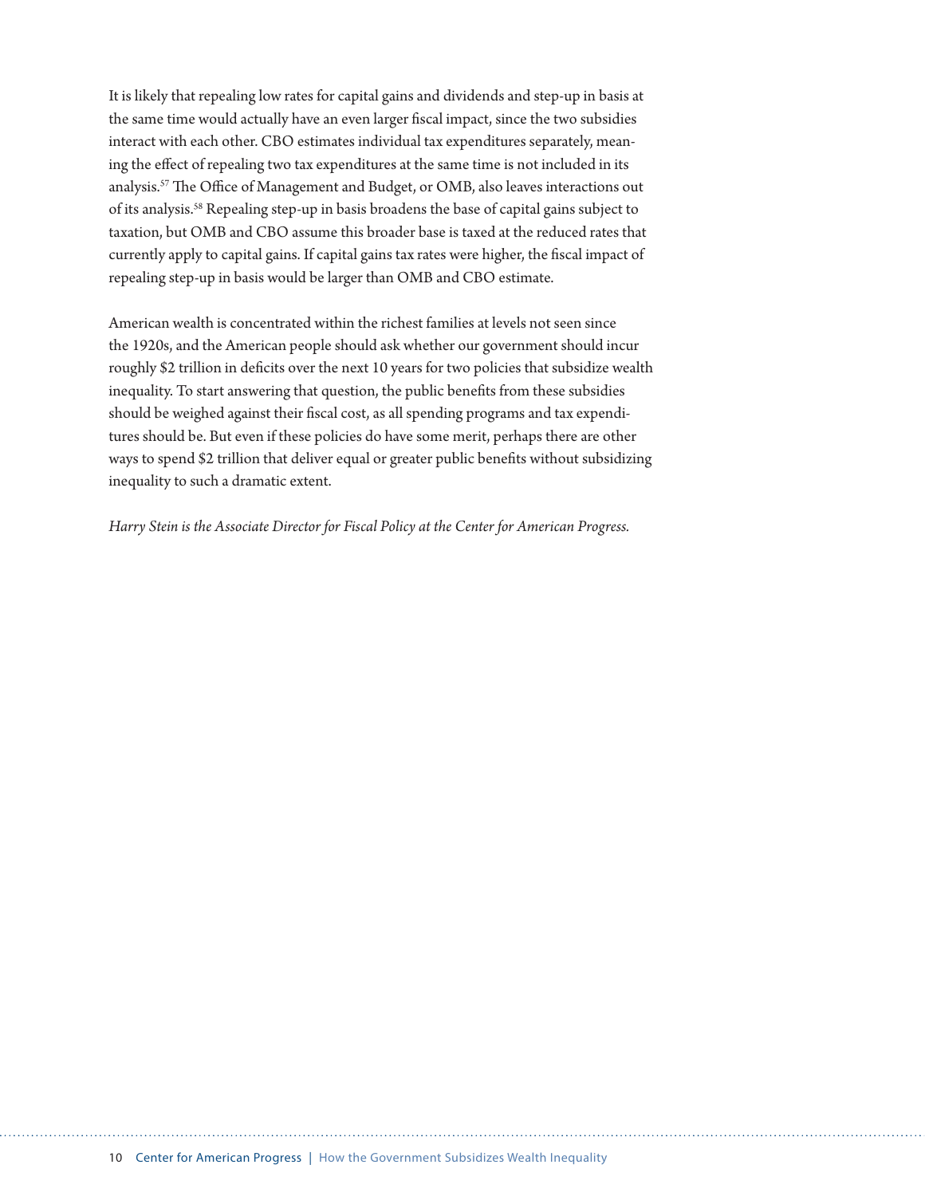It is likely that repealing low rates for capital gains and dividends and step-up in basis at the same time would actually have an even larger fiscal impact, since the two subsidies interact with each other. CBO estimates individual tax expenditures separately, meaning the effect of repealing two tax expenditures at the same time is not included in its analysis.[57] The Office of Management and Budget, or OMB, also leaves interactions out of its analysis.[58] Repealing step-up in basis broadens the base of capital gains subject to taxation, but OMB and CBO assume this broader base is taxed at the reduced rates that currently apply to capital gains. If capital gains tax rates were higher, the fiscal impact of repealing step-up in basis would be larger than OMB and CBO estimate.

American wealth is concentrated within the richest families at levels not seen since the 1920s, and the American people should ask whether our government should incur roughly $2 trillion in deficits over the next 10 years for two policies that subsidize wealth inequality. To start answering that question, the public benefits from these subsidies should be weighed against their fiscal cost, as all spending programs and tax expenditures should be. But even if these policies do have some merit, perhaps there are other ways to spend $2 trillion that deliver equal or greater public benefits without subsidizing inequality to such a dramatic extent.

*Harry Stein is the Associate Director for Fiscal Policy at the Center for American Progress.*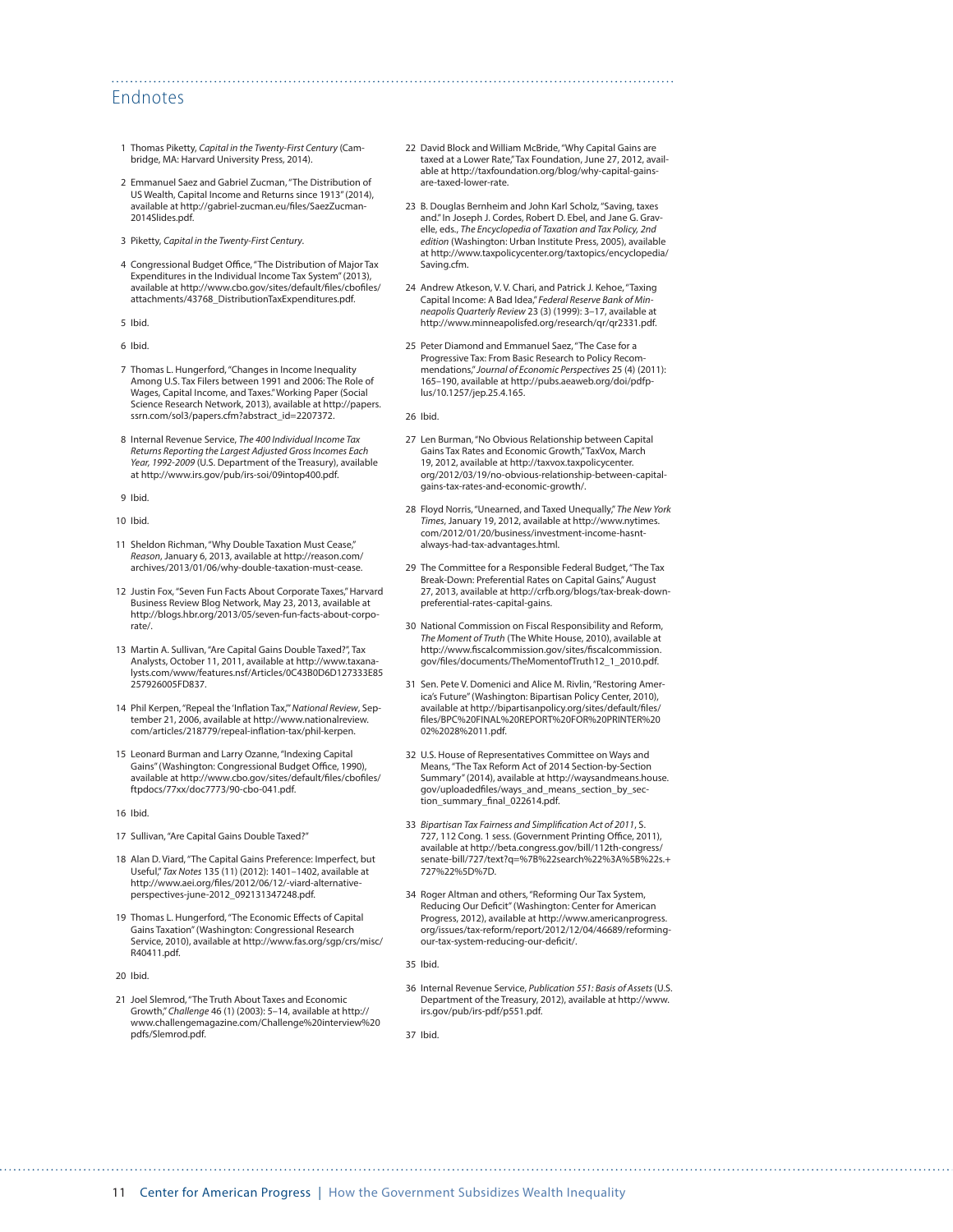## Endnotes

1. Thomas Piketty, *Capital in the Twenty-First Century* (Cambridge, MA: Harvard University Press, 2014).

2. Emmanuel Saez and Gabriel Zucman, "The Distribution of US Wealth, Capital Income and Returns since 1913" (2014), available at http://gabriel-zucman.eu/files/SaezZucman-2014Slides.pdf.

3. Piketty, *Capital in the Twenty-First Century*.

4. Congressional Budget Office, "The Distribution of Major Tax Expenditures in the Individual Income Tax System" (2013), available at http://www.cbo.gov/sites/default/files/cbofiles/attachments/43768_DistributionTaxExpenditures.pdf.

5. Ibid.

6. Ibid.

7. Thomas L. Hungerford, "Changes in Income Inequality Among U.S. Tax Filers between 1991 and 2006: The Role of Wages, Capital Income, and Taxes." Working Paper (Social Science Research Network, 2013), available at http://papers.ssrn.com/sol3/papers.cfm?abstract_id=2207372.

8. Internal Revenue Service, *The 400 Individual Income Tax Returns Reporting the Largest Adjusted Gross Incomes Each Year, 1992-2009* (U.S. Department of the Treasury), available at http://www.irs.gov/pub/irs-soi/09intop400.pdf.

9. Ibid.

10. Ibid.

11. Sheldon Richman, "Why Double Taxation Must Cease," *Reason*, January 6, 2013, available at http://reason.com/archives/2013/01/06/why-double-taxation-must-cease.

12. Justin Fox, "Seven Fun Facts About Corporate Taxes," Harvard Business Review Blog Network, May 23, 2013, available at http://blogs.hbr.org/2013/05/seven-fun-facts-about-corporate/.

13. Martin A. Sullivan, "Are Capital Gains Double Taxed?", Tax Analysts, October 11, 2011, available at http://www.taxanalysts.com/www/features.nsf/Articles/0C43B0D6D127333E85257926005FD837.

14. Phil Kerpen, "Repeal the 'Inflation Tax,'" *National Review*, September 21, 2006, available at http://www.nationalreview.com/articles/218779/repeal-inflation-tax/phil-kerpen.

15. Leonard Burman and Larry Ozanne, "Indexing Capital Gains" (Washington: Congressional Budget Office, 1990), available at http://www.cbo.gov/sites/default/files/cbofiles/ftpdocs/77xx/doc7773/90-cbo-041.pdf.

16. Ibid.

17. Sullivan, "Are Capital Gains Double Taxed?"

18. Alan D. Viard, "The Capital Gains Preference: Imperfect, but Useful," *Tax Notes* 135 (11) (2012): 1401–1402, available at http://www.aei.org/files/2012/06/12/-viard-alternative-perspectives-june-2012_092131347248.pdf.

19. Thomas L. Hungerford, "The Economic Effects of Capital Gains Taxation" (Washington: Congressional Research Service, 2010), available at http://www.fas.org/sgp/crs/misc/R40411.pdf.

20. Ibid.

21. Joel Slemrod, "The Truth About Taxes and Economic Growth," *Challenge* 46 (1) (2003): 5–14, available at http://www.challengemagazine.com/Challenge%20interview%20pdfs/Slemrod.pdf.

22. David Block and William McBride, "Why Capital Gains are taxed at a Lower Rate," Tax Foundation, June 27, 2012, available at http://taxfoundation.org/blog/why-capital-gains-are-taxed-lower-rate.

23. B. Douglas Bernheim and John Karl Scholz, "Saving, taxes and." In Joseph J. Cordes, Robert D. Ebel, and Jane G. Gravelle, eds., *The Encyclopedia of Taxation and Tax Policy, 2nd edition* (Washington: Urban Institute Press, 2005), available at http://www.taxpolicycenter.org/taxtopics/encyclopedia/Saving.cfm.

24. Andrew Atkeson, V. V. Chari, and Patrick J. Kehoe, "Taxing Capital Income: A Bad Idea," *Federal Reserve Bank of Minneapolis Quarterly Review* 23 (3) (1999): 3–17, available at http://www.minneapolisfed.org/research/qr/qr2331.pdf.

25. Peter Diamond and Emmanuel Saez, "The Case for a Progressive Tax: From Basic Research to Policy Recommendations," *Journal of Economic Perspectives* 25 (4) (2011): 165–190, available at http://pubs.aeaweb.org/doi/pdfplus/10.1257/jep.25.4.165.

26. Ibid.

27. Len Burman, "No Obvious Relationship between Capital Gains Tax Rates and Economic Growth," TaxVox, March 19, 2012, available at http://taxvox.taxpolicycenter.org/2012/03/19/no-obvious-relationship-between-capital-gains-tax-rates-and-economic-growth/.

28. Floyd Norris, "Unearned, and Taxed Unequally," *The New York Times*, January 19, 2012, available at http://www.nytimes.com/2012/01/20/business/investment-income-hasnt-always-had-tax-advantages.html.

29. The Committee for a Responsible Federal Budget, "The Tax Break-Down: Preferential Rates on Capital Gains," August 27, 2013, available at http://crfb.org/blogs/tax-break-down-preferential-rates-capital-gains.

30. National Commission on Fiscal Responsibility and Reform, *The Moment of Truth* (The White House, 2010), available at http://www.fiscalcommission.gov/sites/fiscalcommission.gov/files/documents/TheMomentofTruth12_1_2010.pdf.

31. Sen. Pete V. Domenici and Alice M. Rivlin, "Restoring America's Future" (Washington: Bipartisan Policy Center, 2010), available at http://bipartisanpolicy.org/sites/default/files/files/BPC%20FINAL%20REPORT%20FOR%20PRINTER%2002%2028%2011.pdf.

32. U.S. House of Representatives Committee on Ways and Means, "The Tax Reform Act of 2014 Section-by-Section Summary" (2014), available at http://waysandmeans.house.gov/uploadedfiles/ways_and_means_section_by_section_summary_final_022614.pdf.

33. *Bipartisan Tax Fairness and Simplification Act of 2011*, S. 727, 112 Cong. 1 sess. (Government Printing Office, 2011), available at http://beta.congress.gov/bill/112th-congress/senate-bill/727/text?q=%7B%22search%22%3A%5B%22s.+727%22%5D%7D.

34. Roger Altman and others, "Reforming Our Tax System, Reducing Our Deficit" (Washington: Center for American Progress, 2012), available at http://www.americanprogress.org/issues/tax-reform/report/2012/12/04/46689/reforming-our-tax-system-reducing-our-deficit/.

35. Ibid.

36. Internal Revenue Service, *Publication 551: Basis of Assets* (U.S. Department of the Treasury, 2012), available at http://www.irs.gov/pub/irs-pdf/p551.pdf.

37. Ibid.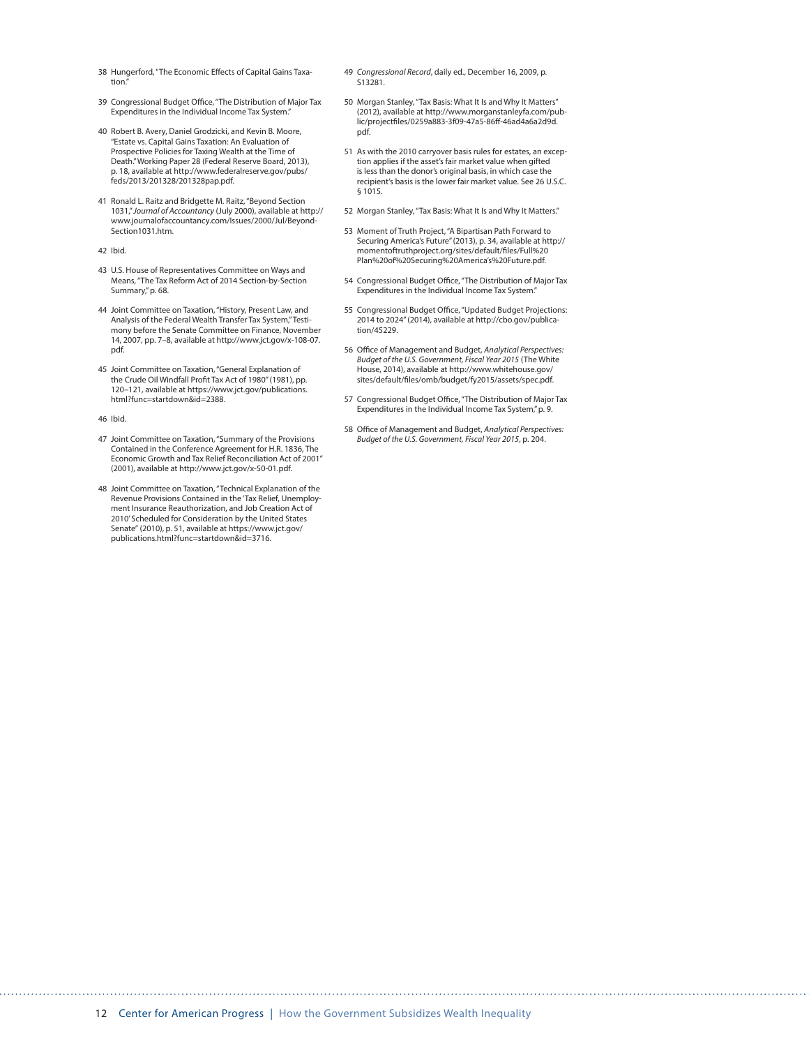38 Hungerford, "The Economic Effects of Capital Gains Taxation."

39 Congressional Budget Office, "The Distribution of Major Tax Expenditures in the Individual Income Tax System."

40 Robert B. Avery, Daniel Grodzicki, and Kevin B. Moore, "Estate vs. Capital Gains Taxation: An Evaluation of Prospective Policies for Taxing Wealth at the Time of Death." Working Paper 28 (Federal Reserve Board, 2013), p. 18, available at http://www.federalreserve.gov/pubs/feds/2013/201328/201328pap.pdf.

41 Ronald L. Raitz and Bridgette M. Raitz, "Beyond Section 1031," *Journal of Accountancy* (July 2000), available at http://www.journalofaccountancy.com/Issues/2000/Jul/Beyond-Section1031.htm.

42 Ibid.

43 U.S. House of Representatives Committee on Ways and Means, "The Tax Reform Act of 2014 Section-by-Section Summary," p. 68.

44 Joint Committee on Taxation, "History, Present Law, and Analysis of the Federal Wealth Transfer Tax System," Testimony before the Senate Committee on Finance, November 14, 2007, pp. 7–8, available at http://www.jct.gov/x-108-07.pdf.

45 Joint Committee on Taxation, "General Explanation of the Crude Oil Windfall Profit Tax Act of 1980" (1981), pp. 120–121, available at https://www.jct.gov/publications.html?func=startdown&id=2388.

46 Ibid.

47 Joint Committee on Taxation, "Summary of the Provisions Contained in the Conference Agreement for H.R. 1836, The Economic Growth and Tax Relief Reconciliation Act of 2001" (2001), available at http://www.jct.gov/x-50-01.pdf.

48 Joint Committee on Taxation, "Technical Explanation of the Revenue Provisions Contained in the 'Tax Relief, Unemployment Insurance Reauthorization, and Job Creation Act of 2010' Scheduled for Consideration by the United States Senate" (2010), p. 51, available at https://www.jct.gov/publications.html?func=startdown&id=3716.

49 *Congressional Record*, daily ed., December 16, 2009, p. S13281.

50 Morgan Stanley, "Tax Basis: What It Is and Why It Matters" (2012), available at http://www.morganstanleyfa.com/public/projectfiles/0259a883-3f09-47a5-86ff-46ad4a6a2d9d.pdf.

51 As with the 2010 carryover basis rules for estates, an exception applies if the asset's fair market value when gifted is less than the donor's original basis, in which case the recipient's basis is the lower fair market value. See 26 U.S.C. § 1015.

52 Morgan Stanley, "Tax Basis: What It Is and Why It Matters."

53 Moment of Truth Project, "A Bipartisan Path Forward to Securing America's Future" (2013), p. 34, available at http://momentoftruthproject.org/sites/default/files/Full%20Plan%20of%20Securing%20America's%20Future.pdf.

54 Congressional Budget Office, "The Distribution of Major Tax Expenditures in the Individual Income Tax System."

55 Congressional Budget Office, "Updated Budget Projections: 2014 to 2024" (2014), available at http://cbo.gov/publication/45229.

56 Office of Management and Budget, *Analytical Perspectives: Budget of the U.S. Government, Fiscal Year 2015* (The White House, 2014), available at http://www.whitehouse.gov/sites/default/files/omb/budget/fy2015/assets/spec.pdf.

57 Congressional Budget Office, "The Distribution of Major Tax Expenditures in the Individual Income Tax System," p. 9.

58 Office of Management and Budget, *Analytical Perspectives: Budget of the U.S. Government, Fiscal Year 2015*, p. 204.